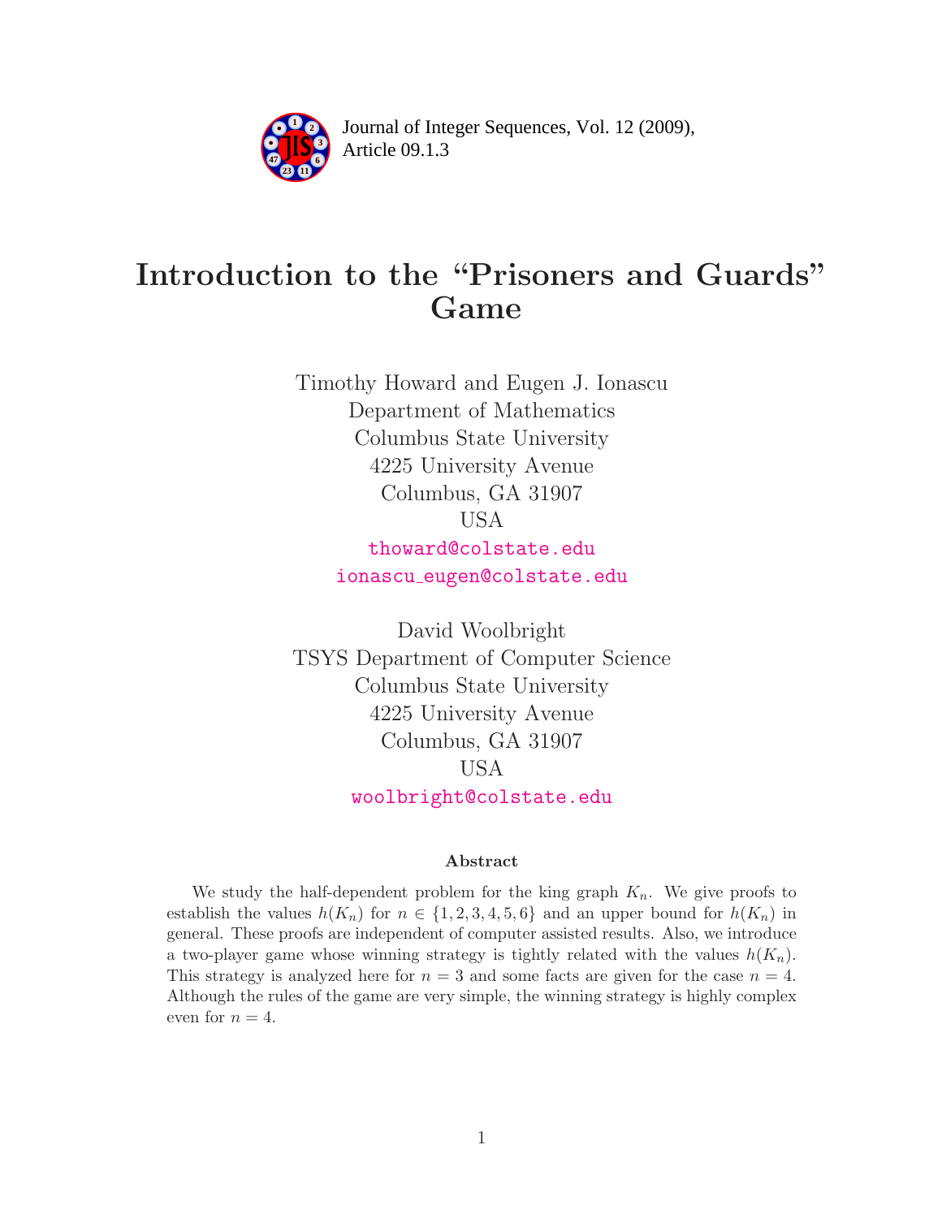# Introduction to the "Prisoners and Guards" Game

Timothy Howard and Eugen J. Ionascu
Department of Mathematics
Columbus State University
4225 University Avenue
Columbus, GA 31907
USA

thoward@colstate.edu
ionascu_eugen@colstate.edu

David Woolbright
TSYS Department of Computer Science
Columbus State University
4225 University Avenue
Columbus, GA 31907
USA

woolbright@colstate.edu

### Abstract

We study the half-dependent problem for the king graph $K_n$. We give proofs to establish the values $h(K_n)$ for $n \in \{1, 2, 3, 4, 5, 6\}$ and an upper bound for $h(K_n)$ in general. These proofs are independent of computer assisted results. Also, we introduce a two-player game whose winning strategy is tightly related with the values $h(K_n)$. This strategy is analyzed here for $n = 3$ and some facts are given for the case $n = 4$. Although the rules of the game are very simple, the winning strategy is highly complex even for $n = 4$.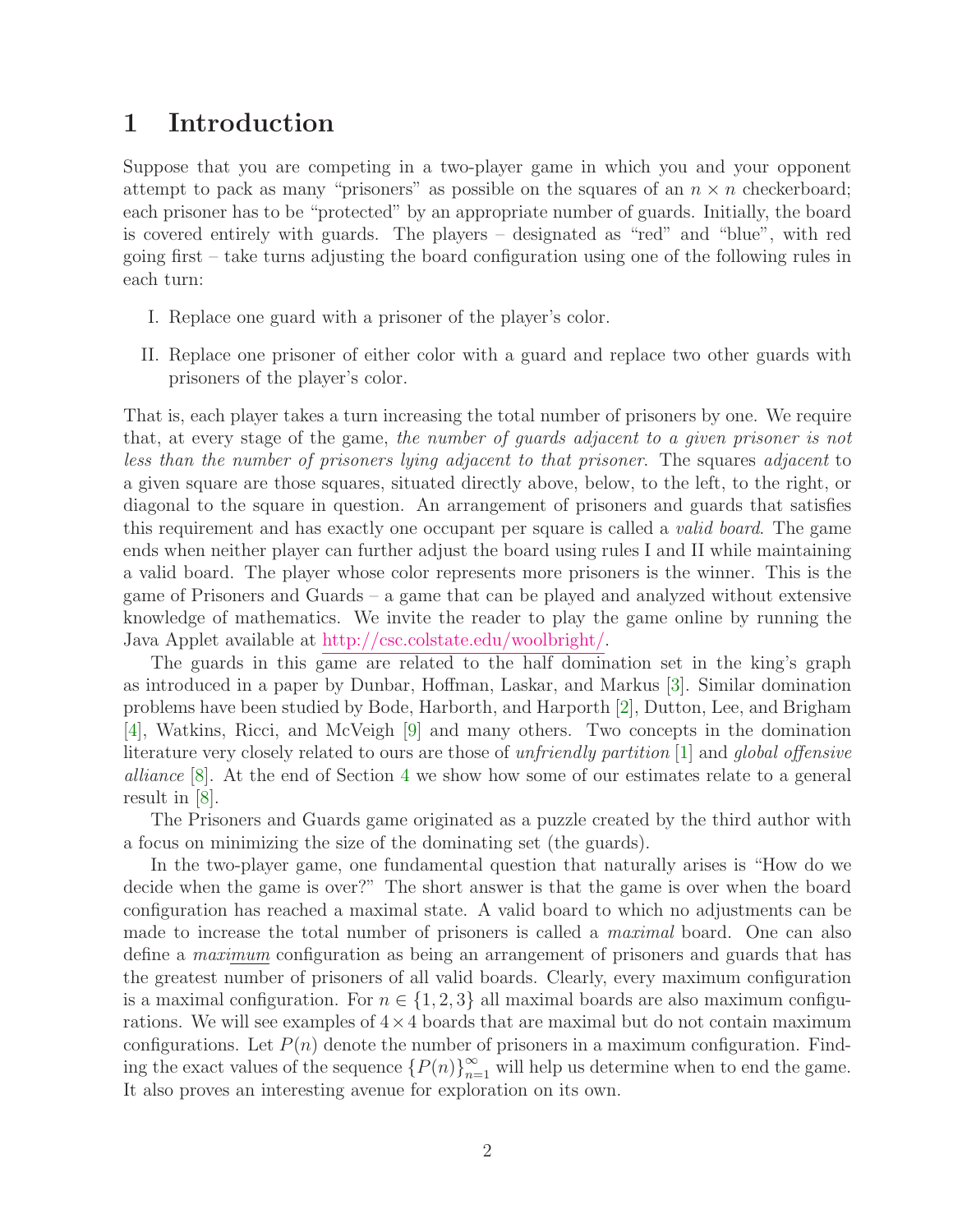# 1 Introduction

Suppose that you are competing in a two-player game in which you and your opponent attempt to pack as many "prisoners" as possible on the squares of an $n \times n$ checkerboard; each prisoner has to be "protected" by an appropriate number of guards. Initially, the board is covered entirely with guards. The players – designated as "red" and "blue", with red going first – take turns adjusting the board configuration using one of the following rules in each turn:

I. Replace one guard with a prisoner of the player's color.

II. Replace one prisoner of either color with a guard and replace two other guards with prisoners of the player's color.

That is, each player takes a turn increasing the total number of prisoners by one. We require that, at every stage of the game, *the number of guards adjacent to a given prisoner is not less than the number of prisoners lying adjacent to that prisoner*. The squares *adjacent* to a given square are those squares, situated directly above, below, to the left, to the right, or diagonal to the square in question. An arrangement of prisoners and guards that satisfies this requirement and has exactly one occupant per square is called a *valid board*. The game ends when neither player can further adjust the board using rules I and II while maintaining a valid board. The player whose color represents more prisoners is the winner. This is the game of Prisoners and Guards – a game that can be played and analyzed without extensive knowledge of mathematics. We invite the reader to play the game online by running the Java Applet available at http://csc.colstate.edu/woolbright/.

The guards in this game are related to the half domination set in the king's graph as introduced in a paper by Dunbar, Hoffman, Laskar, and Markus [3]. Similar domination problems have been studied by Bode, Harborth, and Harporth [2], Dutton, Lee, and Brigham [4], Watkins, Ricci, and McVeigh [9] and many others. Two concepts in the domination literature very closely related to ours are those of *unfriendly partition* [1] and *global offensive alliance* [8]. At the end of Section 4 we show how some of our estimates relate to a general result in [8].

The Prisoners and Guards game originated as a puzzle created by the third author with a focus on minimizing the size of the dominating set (the guards).

In the two-player game, one fundamental question that naturally arises is "How do we decide when the game is over?" The short answer is that the game is over when the board configuration has reached a maximal state. A valid board to which no adjustments can be made to increase the total number of prisoners is called a *maximal* board. One can also define a *maximum* configuration as being an arrangement of prisoners and guards that has the greatest number of prisoners of all valid boards. Clearly, every maximum configuration is a maximal configuration. For $n \in \{1, 2, 3\}$ all maximal boards are also maximum configurations. We will see examples of $4 \times 4$ boards that are maximal but do not contain maximum configurations. Let $P(n)$ denote the number of prisoners in a maximum configuration. Finding the exact values of the sequence $\{P(n)\}_{n=1}^{\infty}$ will help us determine when to end the game. It also proves an interesting avenue for exploration on its own.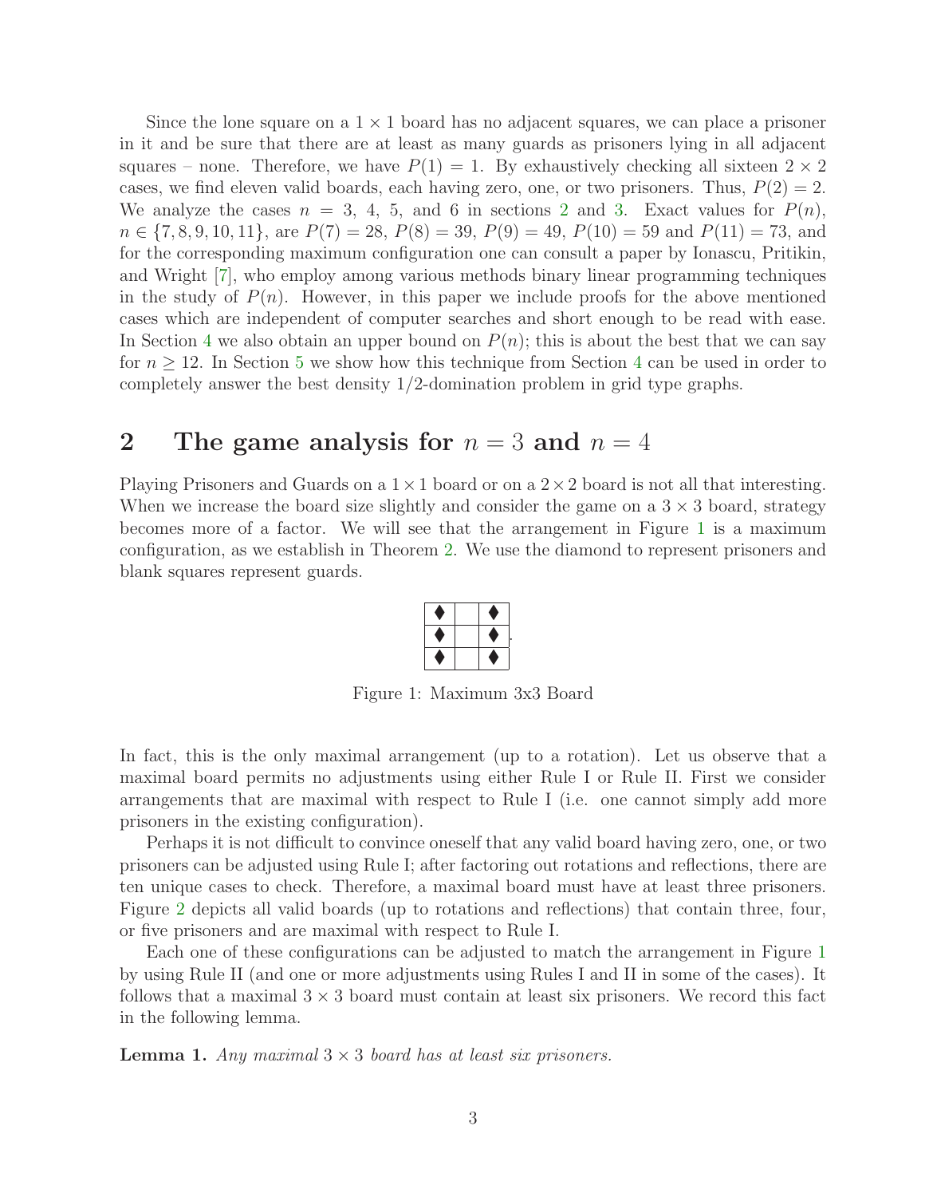Since the lone square on a $1 \times 1$ board has no adjacent squares, we can place a prisoner in it and be sure that there are at least as many guards as prisoners lying in all adjacent squares – none. Therefore, we have $P(1) = 1$. By exhaustively checking all sixteen $2 \times 2$ cases, we find eleven valid boards, each having zero, one, or two prisoners. Thus, $P(2) = 2$. We analyze the cases $n = 3$, 4, 5, and 6 in sections 2 and 3. Exact values for $P(n)$, $n \in \{7, 8, 9, 10, 11\}$, are $P(7) = 28$, $P(8) = 39$, $P(9) = 49$, $P(10) = 59$ and $P(11) = 73$, and for the corresponding maximum configuration one can consult a paper by Ionascu, Pritikin, and Wright [7], who employ among various methods binary linear programming techniques in the study of $P(n)$. However, in this paper we include proofs for the above mentioned cases which are independent of computer searches and short enough to be read with ease. In Section 4 we also obtain an upper bound on $P(n)$; this is about the best that we can say for $n \geq 12$. In Section 5 we show how this technique from Section 4 can be used in order to completely answer the best density 1/2-domination problem in grid type graphs.

## 2 The game analysis for $n = 3$ and $n = 4$

Playing Prisoners and Guards on a $1 \times 1$ board or on a $2 \times 2$ board is not all that interesting. When we increase the board size slightly and consider the game on a $3 \times 3$ board, strategy becomes more of a factor. We will see that the arrangement in Figure 1 is a maximum configuration, as we establish in Theorem 2. We use the diamond to represent prisoners and blank squares represent guards.

| | | |
|---|---|---|
| ♦ | | ♦ |
| ♦ | | ♦ |
| ♦ | | ♦ |

Figure 1: Maximum 3x3 Board

In fact, this is the only maximal arrangement (up to a rotation). Let us observe that a maximal board permits no adjustments using either Rule I or Rule II. First we consider arrangements that are maximal with respect to Rule I (i.e. one cannot simply add more prisoners in the existing configuration).

Perhaps it is not difficult to convince oneself that any valid board having zero, one, or two prisoners can be adjusted using Rule I; after factoring out rotations and reflections, there are ten unique cases to check. Therefore, a maximal board must have at least three prisoners. Figure 2 depicts all valid boards (up to rotations and reflections) that contain three, four, or five prisoners and are maximal with respect to Rule I.

Each one of these configurations can be adjusted to match the arrangement in Figure 1 by using Rule II (and one or more adjustments using Rules I and II in some of the cases). It follows that a maximal $3 \times 3$ board must contain at least six prisoners. We record this fact in the following lemma.

**Lemma 1.** *Any maximal* $3 \times 3$ *board has at least six prisoners.*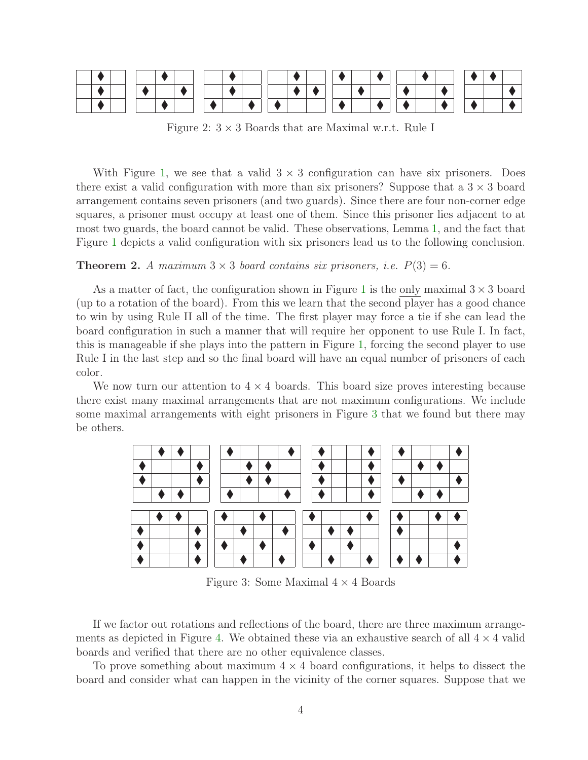Figure 2: $3 \times 3$ Boards that are Maximal w.r.t. Rule I

With Figure 1, we see that a valid $3 \times 3$ configuration can have six prisoners. Does there exist a valid configuration with more than six prisoners? Suppose that a $3 \times 3$ board arrangement contains seven prisoners (and two guards). Since there are four non-corner edge squares, a prisoner must occupy at least one of them. Since this prisoner lies adjacent to at most two guards, the board cannot be valid. These observations, Lemma 1, and the fact that Figure 1 depicts a valid configuration with six prisoners lead us to the following conclusion.

**Theorem 2.** *A maximum $3 \times 3$ board contains six prisoners, i.e. $P(3) = 6$.*

As a matter of fact, the configuration shown in Figure 1 is the only maximal $3 \times 3$ board (up to a rotation of the board). From this we learn that the second player has a good chance to win by using Rule II all of the time. The first player may force a tie if she can lead the board configuration in such a manner that will require her opponent to use Rule I. In fact, this is manageable if she plays into the pattern in Figure 1, forcing the second player to use Rule I in the last step and so the final board will have an equal number of prisoners of each color.

We now turn our attention to $4 \times 4$ boards. This board size proves interesting because there exist many maximal arrangements that are not maximum configurations. We include some maximal arrangements with eight prisoners in Figure 3 that we found but there may be others.

Figure 3: Some Maximal $4 \times 4$ Boards

If we factor out rotations and reflections of the board, there are three maximum arrangements as depicted in Figure 4. We obtained these via an exhaustive search of all $4 \times 4$ valid boards and verified that there are no other equivalence classes.

To prove something about maximum $4 \times 4$ board configurations, it helps to dissect the board and consider what can happen in the vicinity of the corner squares. Suppose that we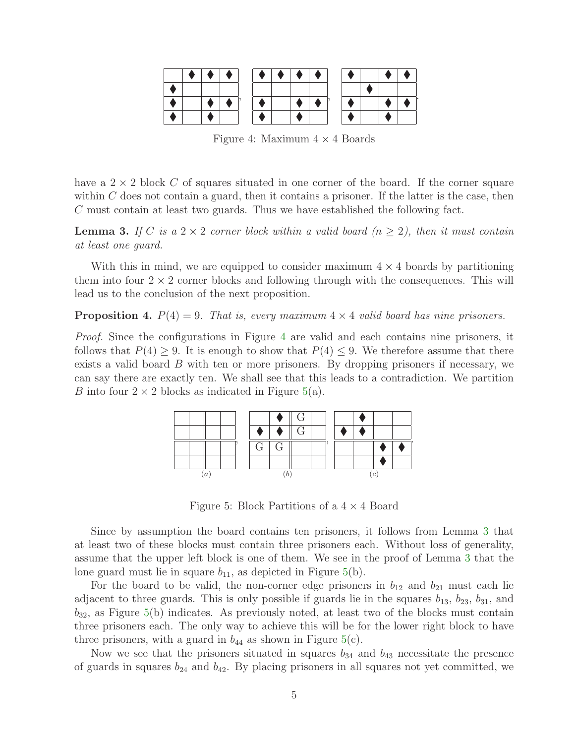Figure 4: Maximum $4 \times 4$ Boards

have a $2 \times 2$ block $C$ of squares situated in one corner of the board. If the corner square within $C$ does not contain a guard, then it contains a prisoner. If the latter is the case, then $C$ must contain at least two guards. Thus we have established the following fact.

**Lemma 3.** *If $C$ is a $2 \times 2$ corner block within a valid board ($n \geq 2$), then it must contain at least one guard.*

With this in mind, we are equipped to consider maximum $4 \times 4$ boards by partitioning them into four $2 \times 2$ corner blocks and following through with the consequences. This will lead us to the conclusion of the next proposition.

**Proposition 4.** $P(4) = 9$. *That is, every maximum $4 \times 4$ valid board has nine prisoners.*

*Proof.* Since the configurations in Figure 4 are valid and each contains nine prisoners, it follows that $P(4) \geq 9$. It is enough to show that $P(4) \leq 9$. We therefore assume that there exists a valid board $B$ with ten or more prisoners. By dropping prisoners if necessary, we can say there are exactly ten. We shall see that this leads to a contradiction. We partition $B$ into four $2 \times 2$ blocks as indicated in Figure 5(a).

Figure 5: Block Partitions of a $4 \times 4$ Board

Since by assumption the board contains ten prisoners, it follows from Lemma 3 that at least two of these blocks must contain three prisoners each. Without loss of generality, assume that the upper left block is one of them. We see in the proof of Lemma 3 that the lone guard must lie in square $b_{11}$, as depicted in Figure 5(b).

For the board to be valid, the non-corner edge prisoners in $b_{12}$ and $b_{21}$ must each lie adjacent to three guards. This is only possible if guards lie in the squares $b_{13}$, $b_{23}$, $b_{31}$, and $b_{32}$, as Figure 5(b) indicates. As previously noted, at least two of the blocks must contain three prisoners each. The only way to achieve this will be for the lower right block to have three prisoners, with a guard in $b_{44}$ as shown in Figure 5(c).

Now we see that the prisoners situated in squares $b_{34}$ and $b_{43}$ necessitate the presence of guards in squares $b_{24}$ and $b_{42}$. By placing prisoners in all squares not yet committed, we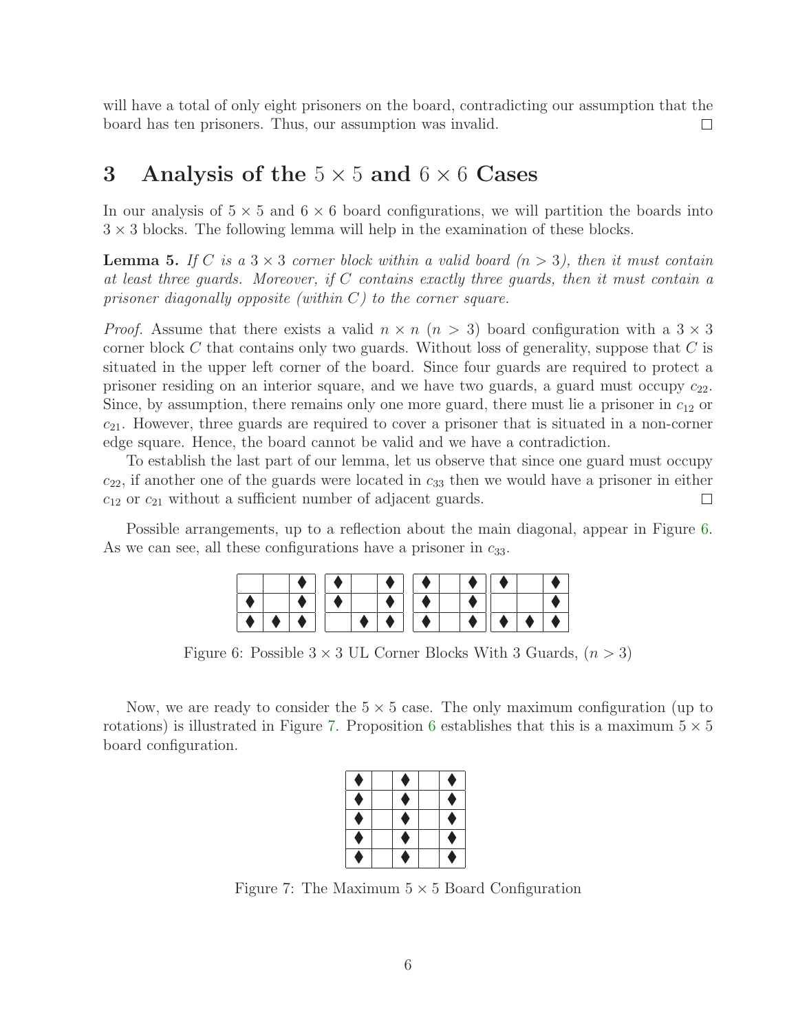will have a total of only eight prisoners on the board, contradicting our assumption that the board has ten prisoners. Thus, our assumption was invalid. ☐

# 3 Analysis of the $5 \times 5$ and $6 \times 6$ Cases

In our analysis of $5 \times 5$ and $6 \times 6$ board configurations, we will partition the boards into $3 \times 3$ blocks. The following lemma will help in the examination of these blocks.

**Lemma 5.** *If $C$ is a $3 \times 3$ corner block within a valid board ($n > 3$), then it must contain at least three guards. Moreover, if $C$ contains exactly three guards, then it must contain a prisoner diagonally opposite (within $C$) to the corner square.*

*Proof.* Assume that there exists a valid $n \times n$ ($n > 3$) board configuration with a $3 \times 3$ corner block $C$ that contains only two guards. Without loss of generality, suppose that $C$ is situated in the upper left corner of the board. Since four guards are required to protect a prisoner residing on an interior square, and we have two guards, a guard must occupy $c_{22}$. Since, by assumption, there remains only one more guard, there must lie a prisoner in $c_{12}$ or $c_{21}$. However, three guards are required to cover a prisoner that is situated in a non-corner edge square. Hence, the board cannot be valid and we have a contradiction.

To establish the last part of our lemma, let us observe that since one guard must occupy $c_{22}$, if another one of the guards were located in $c_{33}$ then we would have a prisoner in either $c_{12}$ or $c_{21}$ without a sufficient number of adjacent guards. ☐

Possible arrangements, up to a reflection about the main diagonal, appear in Figure 6. As we can see, all these configurations have a prisoner in $c_{33}$.

|   |   | ♦ |
|---|---|---|
| ♦ |   | ♦ |
| ♦ | ♦ | ♦ |

| ♦ |   | ♦ |
|---|---|---|
| ♦ |   | ♦ |
|   | ♦ | ♦ |

| ♦ |   | ♦ |
|---|---|---|
| ♦ |   | ♦ |
| ♦ |   | ♦ |

| ♦ |   | ♦ |
|---|---|---|
|   |   | ♦ |
| ♦ | ♦ | ♦ |

Figure 6: Possible $3 \times 3$ UL Corner Blocks With 3 Guards, ($n > 3$)

Now, we are ready to consider the $5 \times 5$ case. The only maximum configuration (up to rotations) is illustrated in Figure 7. Proposition 6 establishes that this is a maximum $5 \times 5$ board configuration.

| ♦ |   | ♦ |   | ♦ |
|---|---|---|---|---|
| ♦ |   | ♦ |   | ♦ |
| ♦ |   | ♦ |   | ♦ |
| ♦ |   | ♦ |   | ♦ |
| ♦ |   | ♦ |   | ♦ |

Figure 7: The Maximum $5 \times 5$ Board Configuration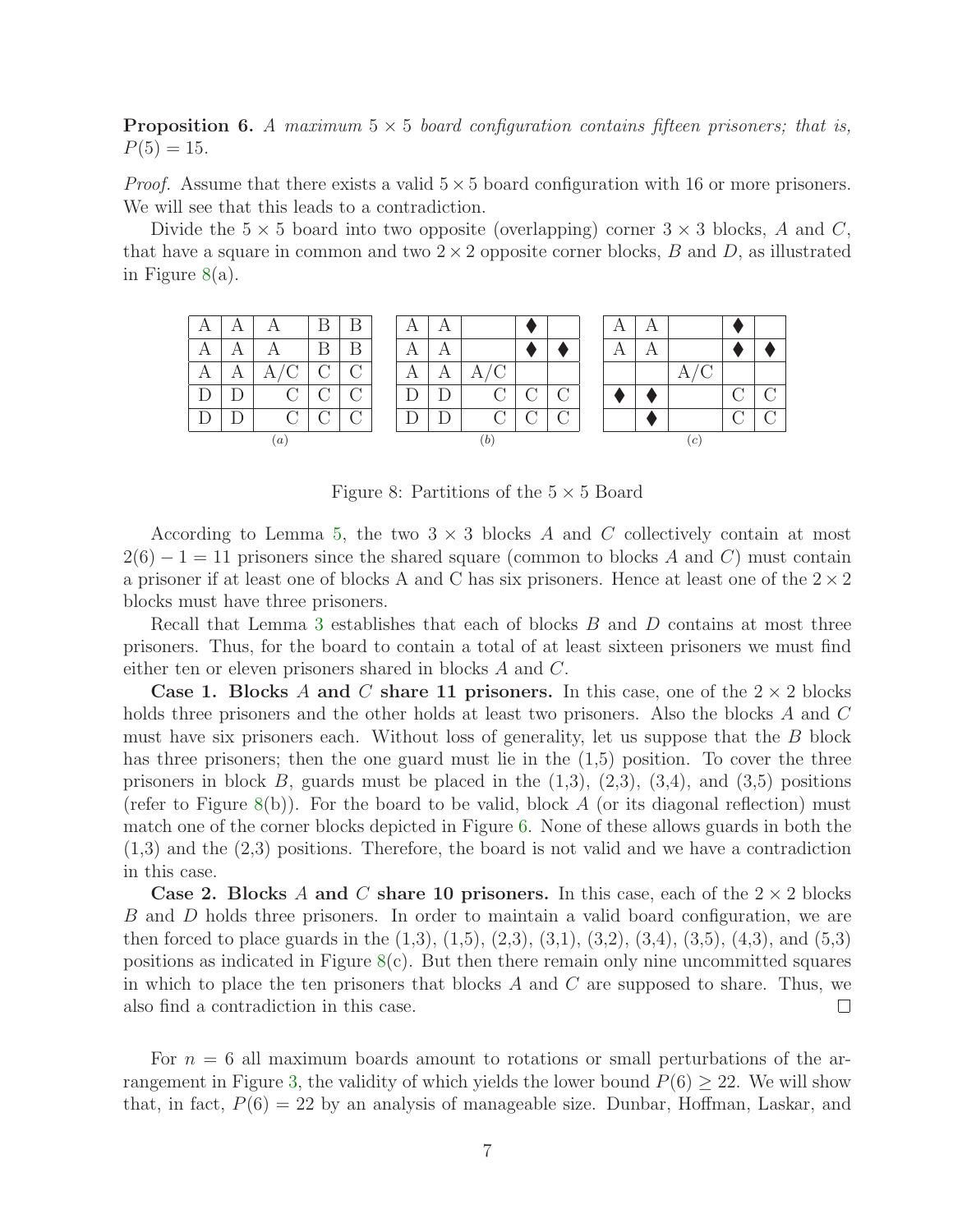**Proposition 6.** *A maximum $5 \times 5$ board configuration contains fifteen prisoners; that is, $P(5) = 15$.*

*Proof.* Assume that there exists a valid $5 \times 5$ board configuration with 16 or more prisoners. We will see that this leads to a contradiction.

Divide the $5 \times 5$ board into two opposite (overlapping) corner $3 \times 3$ blocks, $A$ and $C$, that have a square in common and two $2 \times 2$ opposite corner blocks, $B$ and $D$, as illustrated in Figure 8(a).

(a)

| | | | | |
|---|---|---|---|---|
| A | A | A | B | B |
| A | A | A | B | B |
| A | A | A/C | C | C |
| D | D | C | C | C |
| D | D | C | C | C |

(b)

| | | | | |
|---|---|---|---|---|
| A | A | | ♦ | |
| A | A | | ♦ | ♦ |
| A | A | A/C | | |
| D | D | C | C | C |
| D | D | C | C | C |

(c)

| | | | | |
|---|---|---|---|---|
| A | A | | ♦ | |
| A | A | | ♦ | ♦ |
| | | A/C | | |
| ♦ | ♦ | | C | C |
| | ♦ | | C | C |

Figure 8: Partitions of the $5 \times 5$ Board

According to Lemma 5, the two $3 \times 3$ blocks $A$ and $C$ collectively contain at most $2(6) - 1 = 11$ prisoners since the shared square (common to blocks $A$ and $C$) must contain a prisoner if at least one of blocks A and C has six prisoners. Hence at least one of the $2 \times 2$ blocks must have three prisoners.

Recall that Lemma 3 establishes that each of blocks $B$ and $D$ contains at most three prisoners. Thus, for the board to contain a total of at least sixteen prisoners we must find either ten or eleven prisoners shared in blocks $A$ and $C$.

**Case 1. Blocks** $A$ **and** $C$ **share 11 prisoners.** In this case, one of the $2 \times 2$ blocks holds three prisoners and the other holds at least two prisoners. Also the blocks $A$ and $C$ must have six prisoners each. Without loss of generality, let us suppose that the $B$ block has three prisoners; then the one guard must lie in the (1,5) position. To cover the three prisoners in block $B$, guards must be placed in the (1,3), (2,3), (3,4), and (3,5) positions (refer to Figure 8(b)). For the board to be valid, block $A$ (or its diagonal reflection) must match one of the corner blocks depicted in Figure 6. None of these allows guards in both the (1,3) and the (2,3) positions. Therefore, the board is not valid and we have a contradiction in this case.

**Case 2. Blocks** $A$ **and** $C$ **share 10 prisoners.** In this case, each of the $2 \times 2$ blocks $B$ and $D$ holds three prisoners. In order to maintain a valid board configuration, we are then forced to place guards in the (1,3), (1,5), (2,3), (3,1), (3,2), (3,4), (3,5), (4,3), and (5,3) positions as indicated in Figure 8(c). But then there remain only nine uncommitted squares in which to place the ten prisoners that blocks $A$ and $C$ are supposed to share. Thus, we also find a contradiction in this case. □

For $n = 6$ all maximum boards amount to rotations or small perturbations of the arrangement in Figure 3, the validity of which yields the lower bound $P(6) \geq 22$. We will show that, in fact, $P(6) = 22$ by an analysis of manageable size. Dunbar, Hoffman, Laskar, and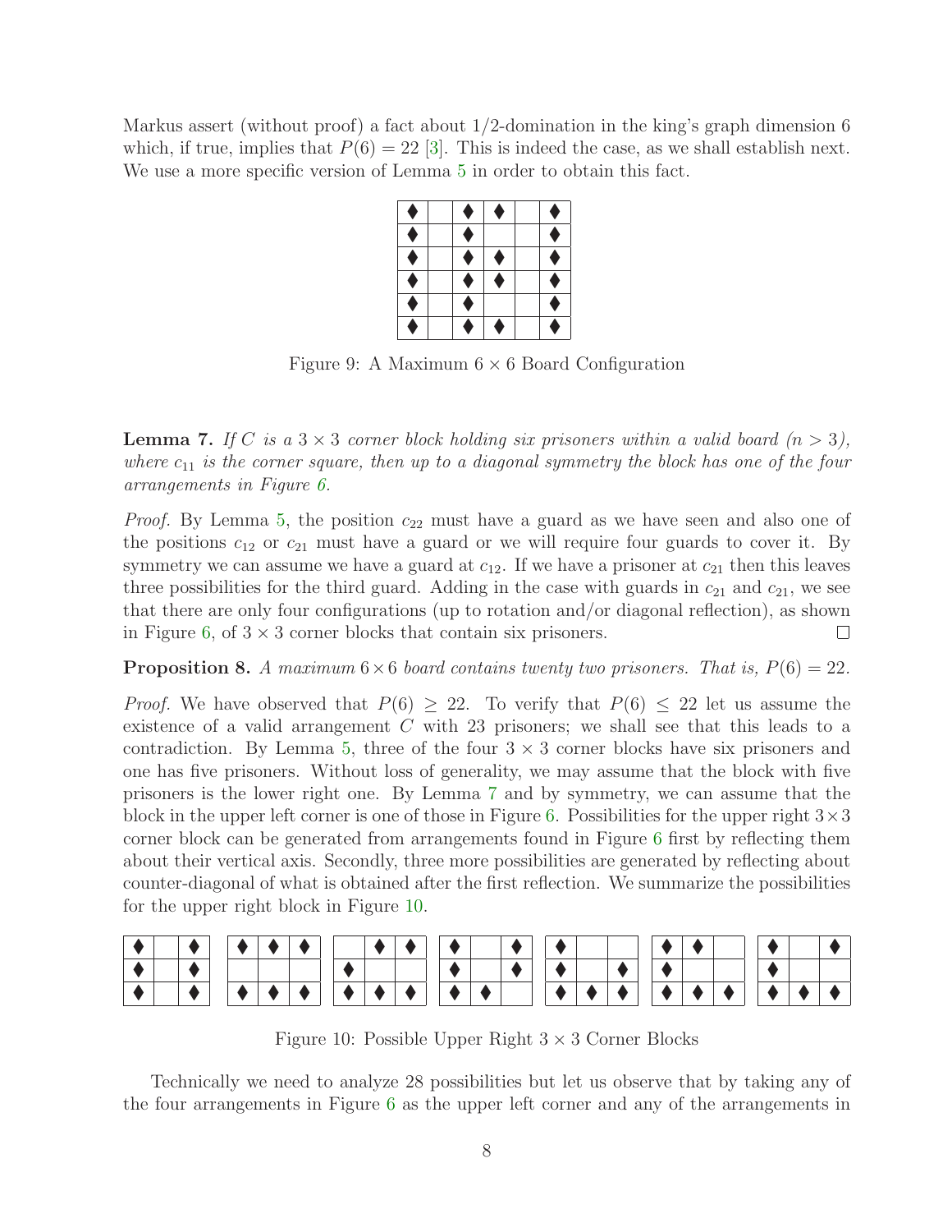Markus assert (without proof) a fact about 1/2-domination in the king's graph dimension 6 which, if true, implies that $P(6) = 22$ [3]. This is indeed the case, as we shall establish next. We use a more specific version of Lemma 5 in order to obtain this fact.

| ♦ |  | ♦ | ♦ |  | ♦ |
|---|---|---|---|---|---|
| ♦ |  | ♦ |  |  | ♦ |
| ♦ |  | ♦ | ♦ |  | ♦ |
| ♦ |  | ♦ | ♦ |  | ♦ |
| ♦ |  | ♦ |  |  | ♦ |
| ♦ |  | ♦ | ♦ |  | ♦ |

Figure 9: A Maximum $6 \times 6$ Board Configuration

**Lemma 7.** *If $C$ is a $3 \times 3$ corner block holding six prisoners within a valid board ($n > 3$), where $c_{11}$ is the corner square, then up to a diagonal symmetry the block has one of the four arrangements in Figure 6.*

*Proof.* By Lemma 5, the position $c_{22}$ must have a guard as we have seen and also one of the positions $c_{12}$ or $c_{21}$ must have a guard or we will require four guards to cover it. By symmetry we can assume we have a guard at $c_{12}$. If we have a prisoner at $c_{21}$ then this leaves three possibilities for the third guard. Adding in the case with guards in $c_{21}$ and $c_{21}$, we see that there are only four configurations (up to rotation and/or diagonal reflection), as shown in Figure 6, of $3 \times 3$ corner blocks that contain six prisoners. □

**Proposition 8.** *A maximum $6 \times 6$ board contains twenty two prisoners. That is, $P(6) = 22$.*

*Proof.* We have observed that $P(6) \geq 22$. To verify that $P(6) \leq 22$ let us assume the existence of a valid arrangement $C$ with 23 prisoners; we shall see that this leads to a contradiction. By Lemma 5, three of the four $3 \times 3$ corner blocks have six prisoners and one has five prisoners. Without loss of generality, we may assume that the block with five prisoners is the lower right one. By Lemma 7 and by symmetry, we can assume that the block in the upper left corner is one of those in Figure 6. Possibilities for the upper right $3 \times 3$ corner block can be generated from arrangements found in Figure 6 first by reflecting them about their vertical axis. Secondly, three more possibilities are generated by reflecting about counter-diagonal of what is obtained after the first reflection. We summarize the possibilities for the upper right block in Figure 10.

| ♦ |  | ♦ |
|---|---|---|
| ♦ |  | ♦ |
| ♦ |  | ♦ |

| ♦ | ♦ | ♦ |
|---|---|---|
|  |  |  |
| ♦ | ♦ | ♦ |

|  | ♦ | ♦ |
|---|---|---|
| ♦ |  |  |
| ♦ | ♦ | ♦ |

| ♦ |  | ♦ |
|---|---|---|
| ♦ |  | ♦ |
| ♦ | ♦ |  |

| ♦ |  |  |
|---|---|---|
| ♦ |  | ♦ |
| ♦ | ♦ | ♦ |

| ♦ | ♦ |  |
|---|---|---|
| ♦ |  |  |
| ♦ | ♦ | ♦ |

| ♦ |  | ♦ |
|---|---|---|
| ♦ |  |  |
| ♦ | ♦ | ♦ |

Figure 10: Possible Upper Right $3 \times 3$ Corner Blocks

Technically we need to analyze 28 possibilities but let us observe that by taking any of the four arrangements in Figure 6 as the upper left corner and any of the arrangements in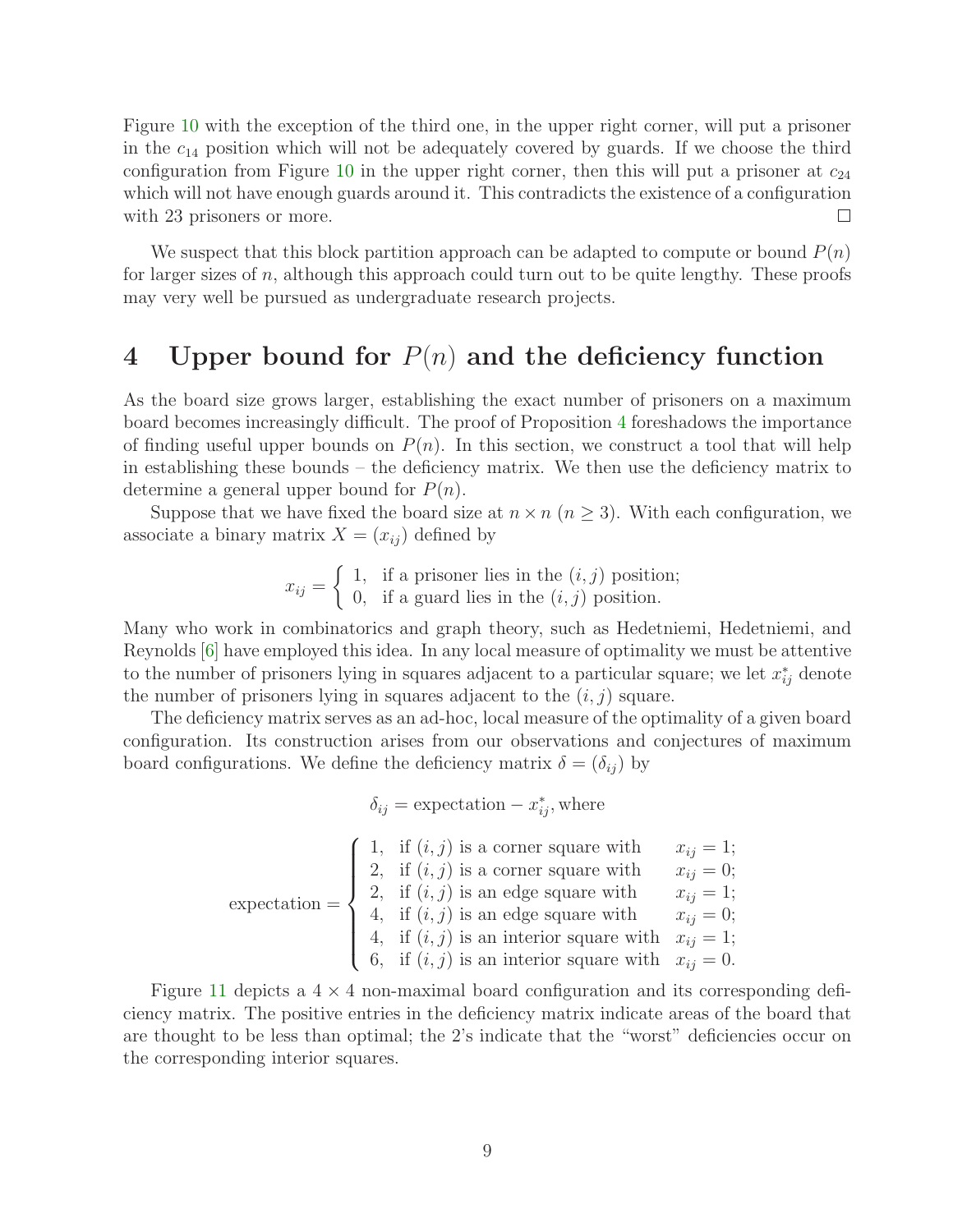Figure 10 with the exception of the third one, in the upper right corner, will put a prisoner in the $c_{14}$ position which will not be adequately covered by guards. If we choose the third configuration from Figure 10 in the upper right corner, then this will put a prisoner at $c_{24}$ which will not have enough guards around it. This contradicts the existence of a configuration with 23 prisoners or more. □

We suspect that this block partition approach can be adapted to compute or bound $P(n)$ for larger sizes of $n$, although this approach could turn out to be quite lengthy. These proofs may very well be pursued as undergraduate research projects.

## 4 Upper bound for $P(n)$ and the deficiency function

As the board size grows larger, establishing the exact number of prisoners on a maximum board becomes increasingly difficult. The proof of Proposition 4 foreshadows the importance of finding useful upper bounds on $P(n)$. In this section, we construct a tool that will help in establishing these bounds – the deficiency matrix. We then use the deficiency matrix to determine a general upper bound for $P(n)$.

Suppose that we have fixed the board size at $n \times n$ ($n \geq 3$). With each configuration, we associate a binary matrix $X = (x_{ij})$ defined by

$$x_{ij} = \begin{cases} 1, & \text{if a prisoner lies in the } (i,j) \text{ position;} \\ 0, & \text{if a guard lies in the } (i,j) \text{ position.} \end{cases}$$

Many who work in combinatorics and graph theory, such as Hedetniemi, Hedetniemi, and Reynolds [6] have employed this idea. In any local measure of optimality we must be attentive to the number of prisoners lying in squares adjacent to a particular square; we let $x^*_{ij}$ denote the number of prisoners lying in squares adjacent to the $(i,j)$ square.

The deficiency matrix serves as an ad-hoc, local measure of the optimality of a given board configuration. Its construction arises from our observations and conjectures of maximum board configurations. We define the deficiency matrix $\delta = (\delta_{ij})$ by

$$\delta_{ij} = \text{expectation} - x^*_{ij}, \text{where}$$

$$\text{expectation} = \begin{cases} 1, & \text{if } (i,j) \text{ is a corner square with} & x_{ij} = 1; \\ 2, & \text{if } (i,j) \text{ is a corner square with} & x_{ij} = 0; \\ 2, & \text{if } (i,j) \text{ is an edge square with} & x_{ij} = 1; \\ 4, & \text{if } (i,j) \text{ is an edge square with} & x_{ij} = 0; \\ 4, & \text{if } (i,j) \text{ is an interior square with} & x_{ij} = 1; \\ 6, & \text{if } (i,j) \text{ is an interior square with} & x_{ij} = 0. \end{cases}$$

Figure 11 depicts a $4 \times 4$ non-maximal board configuration and its corresponding deficiency matrix. The positive entries in the deficiency matrix indicate areas of the board that are thought to be less than optimal; the 2's indicate that the "worst" deficiencies occur on the corresponding interior squares.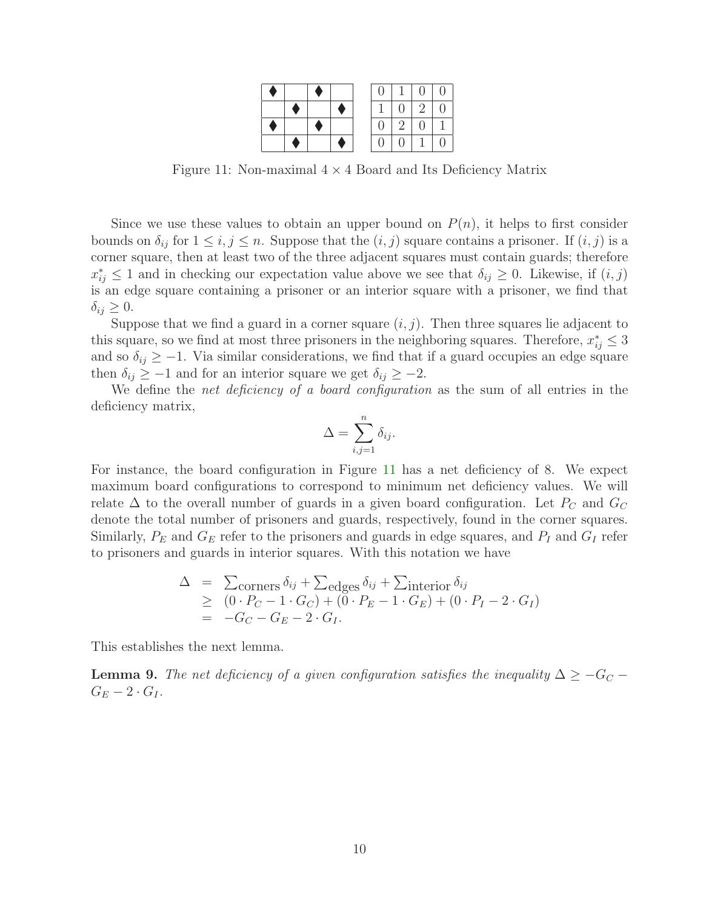| ♦ |  | ♦ |  |
|---|---|---|---|
|  | ♦ |  | ♦ |
| ♦ |  | ♦ |  |
|  | ♦ |  | ♦ |

| 0 | 1 | 0 | 0 |
|---|---|---|---|
| 1 | 0 | 2 | 0 |
| 0 | 2 | 0 | 1 |
| 0 | 0 | 1 | 0 |

Figure 11: Non-maximal $4 \times 4$ Board and Its Deficiency Matrix

Since we use these values to obtain an upper bound on $P(n)$, it helps to first consider bounds on $\delta_{ij}$ for $1 \le i, j \le n$. Suppose that the $(i, j)$ square contains a prisoner. If $(i, j)$ is a corner square, then at least two of the three adjacent squares must contain guards; therefore $x^*_{ij} \le 1$ and in checking our expectation value above we see that $\delta_{ij} \ge 0$. Likewise, if $(i, j)$ is an edge square containing a prisoner or an interior square with a prisoner, we find that $\delta_{ij} \ge 0$.

Suppose that we find a guard in a corner square $(i, j)$. Then three squares lie adjacent to this square, so we find at most three prisoners in the neighboring squares. Therefore, $x^*_{ij} \le 3$ and so $\delta_{ij} \ge -1$. Via similar considerations, we find that if a guard occupies an edge square then $\delta_{ij} \ge -1$ and for an interior square we get $\delta_{ij} \ge -2$.

We define the *net deficiency of a board configuration* as the sum of all entries in the deficiency matrix,

$$\Delta = \sum_{i,j=1}^{n} \delta_{ij}.$$

For instance, the board configuration in Figure 11 has a net deficiency of 8. We expect maximum board configurations to correspond to minimum net deficiency values. We will relate $\Delta$ to the overall number of guards in a given board configuration. Let $P_C$ and $G_C$ denote the total number of prisoners and guards, respectively, found in the corner squares. Similarly, $P_E$ and $G_E$ refer to the prisoners and guards in edge squares, and $P_I$ and $G_I$ refer to prisoners and guards in interior squares. With this notation we have

$$\begin{aligned}
\Delta &= \textstyle\sum_{\text{corners}} \delta_{ij} + \sum_{\text{edges}} \delta_{ij} + \sum_{\text{interior}} \delta_{ij} \\
&\ge (0 \cdot P_C - 1 \cdot G_C) + (0 \cdot P_E - 1 \cdot G_E) + (0 \cdot P_I - 2 \cdot G_I) \\
&= -G_C - G_E - 2 \cdot G_I.
\end{aligned}$$

This establishes the next lemma.

**Lemma 9.** *The net deficiency of a given configuration satisfies the inequality* $\Delta \ge -G_C - G_E - 2 \cdot G_I$.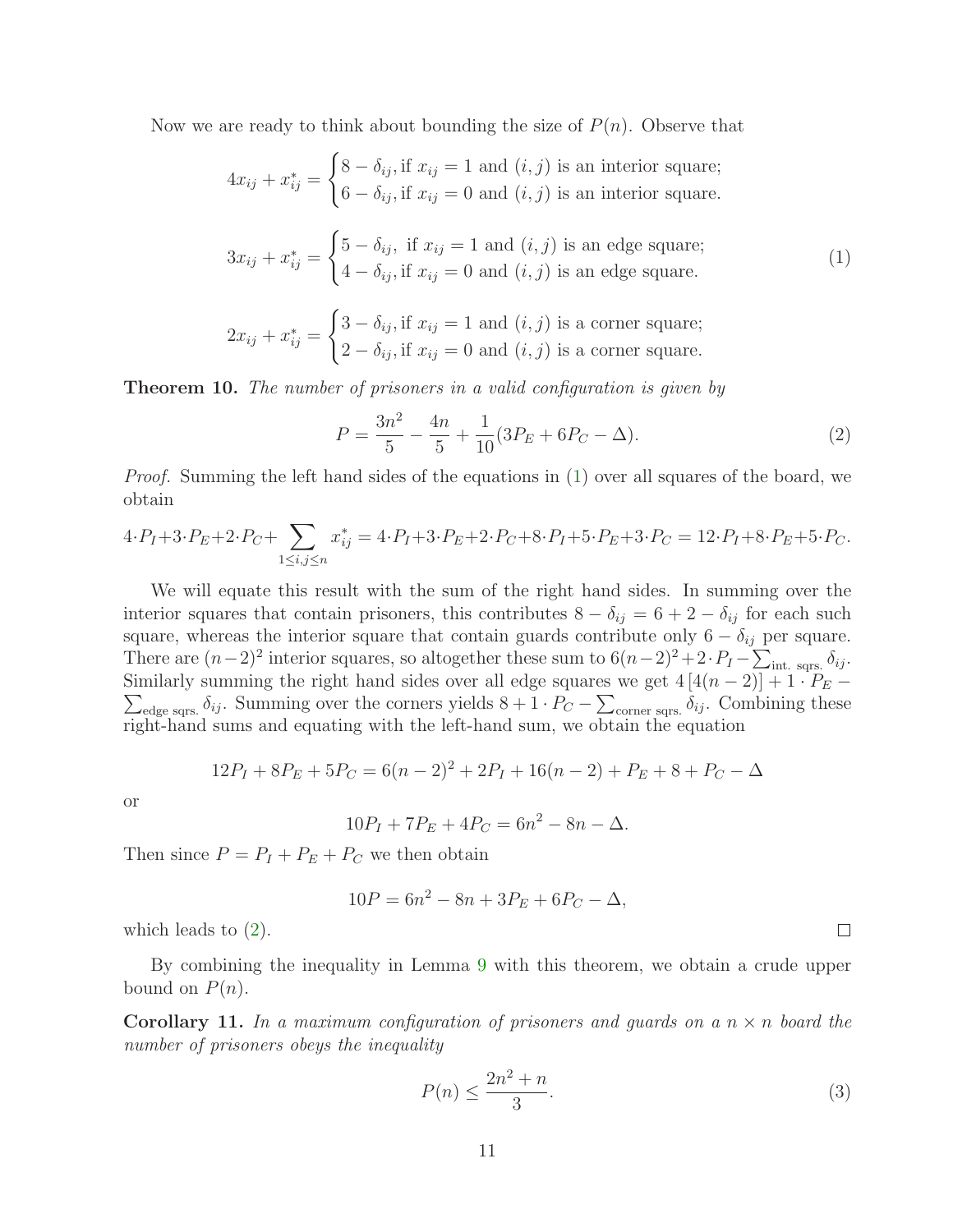Now we are ready to think about bounding the size of $P(n)$. Observe that

$$4x_{ij} + x^*_{ij} = \begin{cases} 8 - \delta_{ij}, \text{if } x_{ij} = 1 \text{ and } (i,j) \text{ is an interior square;} \\ 6 - \delta_{ij}, \text{if } x_{ij} = 0 \text{ and } (i,j) \text{ is an interior square.} \end{cases}$$

$$3x_{ij} + x^*_{ij} = \begin{cases} 5 - \delta_{ij}, \text{ if } x_{ij} = 1 \text{ and } (i,j) \text{ is an edge square;} \\ 4 - \delta_{ij}, \text{if } x_{ij} = 0 \text{ and } (i,j) \text{ is an edge square.} \end{cases} \tag{1}$$

$$2x_{ij} + x^*_{ij} = \begin{cases} 3 - \delta_{ij}, \text{if } x_{ij} = 1 \text{ and } (i,j) \text{ is a corner square;} \\ 2 - \delta_{ij}, \text{if } x_{ij} = 0 \text{ and } (i,j) \text{ is a corner square.} \end{cases}$$

**Theorem 10.** *The number of prisoners in a valid configuration is given by*

$$P = \frac{3n^2}{5} - \frac{4n}{5} + \frac{1}{10}(3P_E + 6P_C - \Delta). \tag{2}$$

*Proof.* Summing the left hand sides of the equations in (1) over all squares of the board, we obtain

$$4\cdot P_I + 3\cdot P_E + 2\cdot P_C + \sum_{1\le i,j\le n} x^*_{ij} = 4\cdot P_I + 3\cdot P_E + 2\cdot P_C + 8\cdot P_I + 5\cdot P_E + 3\cdot P_C = 12\cdot P_I + 8\cdot P_E + 5\cdot P_C.$$

We will equate this result with the sum of the right hand sides. In summing over the interior squares that contain prisoners, this contributes $8 - \delta_{ij} = 6 + 2 - \delta_{ij}$ for each such square, whereas the interior square that contain guards contribute only $6 - \delta_{ij}$ per square. There are $(n-2)^2$ interior squares, so altogether these sum to $6(n-2)^2 + 2\cdot P_I - \sum_{\text{int. sqrs.}} \delta_{ij}$. Similarly summing the right hand sides over all edge squares we get $4\,[4(n-2)] + 1\cdot P_E - \sum_{\text{edge sqrs.}} \delta_{ij}$. Summing over the corners yields $8 + 1\cdot P_C - \sum_{\text{corner sqrs.}} \delta_{ij}$. Combining these right-hand sums and equating with the left-hand sum, we obtain the equation

$$12P_I + 8P_E + 5P_C = 6(n-2)^2 + 2P_I + 16(n-2) + P_E + 8 + P_C - \Delta$$

or

$$10P_I + 7P_E + 4P_C = 6n^2 - 8n - \Delta.$$

Then since $P = P_I + P_E + P_C$ we then obtain

$$10P = 6n^2 - 8n + 3P_E + 6P_C - \Delta,$$

which leads to (2). □

By combining the inequality in Lemma 9 with this theorem, we obtain a crude upper bound on $P(n)$.

**Corollary 11.** *In a maximum configuration of prisoners and guards on a $n \times n$ board the number of prisoners obeys the inequality*

$$P(n) \le \frac{2n^2 + n}{3}. \tag{3}$$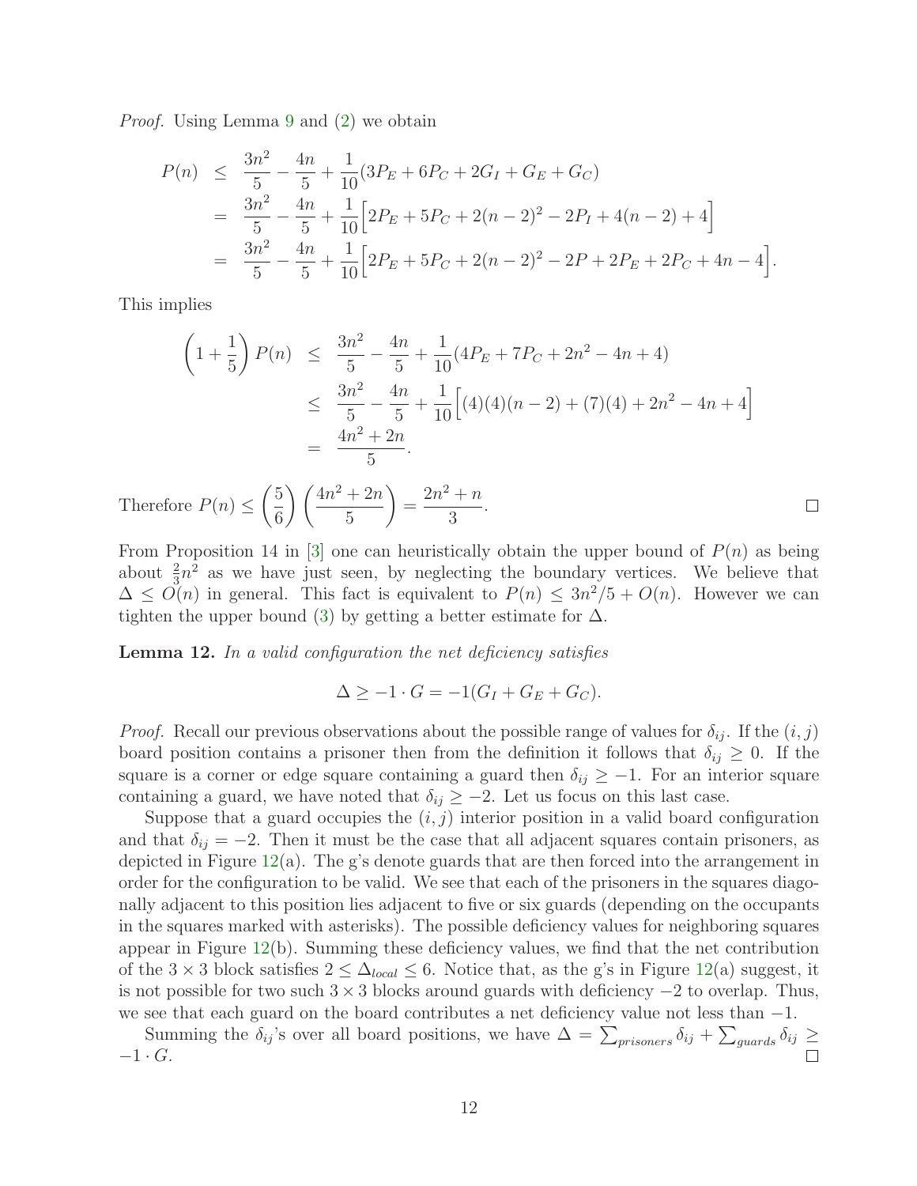*Proof.* Using Lemma 9 and (2) we obtain

$$
\begin{aligned}
P(n) &\leq \frac{3n^2}{5} - \frac{4n}{5} + \frac{1}{10}(3P_E + 6P_C + 2G_I + G_E + G_C) \\
&= \frac{3n^2}{5} - \frac{4n}{5} + \frac{1}{10}\Big[2P_E + 5P_C + 2(n-2)^2 - 2P_I + 4(n-2) + 4\Big] \\
&= \frac{3n^2}{5} - \frac{4n}{5} + \frac{1}{10}\Big[2P_E + 5P_C + 2(n-2)^2 - 2P + 2P_E + 2P_C + 4n - 4\Big].
\end{aligned}
$$

This implies

$$
\begin{aligned}
\left(1 + \frac{1}{5}\right) P(n) &\leq \frac{3n^2}{5} - \frac{4n}{5} + \frac{1}{10}(4P_E + 7P_C + 2n^2 - 4n + 4) \\
&\leq \frac{3n^2}{5} - \frac{4n}{5} + \frac{1}{10}\Big[(4)(4)(n-2) + (7)(4) + 2n^2 - 4n + 4\Big] \\
&= \frac{4n^2 + 2n}{5}.
\end{aligned}
$$

Therefore $P(n) \leq \left(\frac{5}{6}\right)\left(\frac{4n^2 + 2n}{5}\right) = \frac{2n^2 + n}{3}$. ∎

From Proposition 14 in [3] one can heuristically obtain the upper bound of $P(n)$ as being about $\frac{2}{3}n^2$ as we have just seen, by neglecting the boundary vertices. We believe that $\Delta \leq O(n)$ in general. This fact is equivalent to $P(n) \leq 3n^2/5 + O(n)$. However we can tighten the upper bound (3) by getting a better estimate for $\Delta$.

**Lemma 12.** *In a valid configuration the net deficiency satisfies*

$$\Delta \geq -1 \cdot G = -1(G_I + G_E + G_C).$$

*Proof.* Recall our previous observations about the possible range of values for $\delta_{ij}$. If the $(i, j)$ board position contains a prisoner then from the definition it follows that $\delta_{ij} \geq 0$. If the square is a corner or edge square containing a guard then $\delta_{ij} \geq -1$. For an interior square containing a guard, we have noted that $\delta_{ij} \geq -2$. Let us focus on this last case.

Suppose that a guard occupies the $(i, j)$ interior position in a valid board configuration and that $\delta_{ij} = -2$. Then it must be the case that all adjacent squares contain prisoners, as depicted in Figure 12(a). The g's denote guards that are then forced into the arrangement in order for the configuration to be valid. We see that each of the prisoners in the squares diagonally adjacent to this position lies adjacent to five or six guards (depending on the occupants in the squares marked with asterisks). The possible deficiency values for neighboring squares appear in Figure 12(b). Summing these deficiency values, we find that the net contribution of the $3 \times 3$ block satisfies $2 \leq \Delta_{local} \leq 6$. Notice that, as the g's in Figure 12(a) suggest, it is not possible for two such $3 \times 3$ blocks around guards with deficiency $-2$ to overlap. Thus, we see that each guard on the board contributes a net deficiency value not less than $-1$.

Summing the $\delta_{ij}$'s over all board positions, we have $\Delta = \sum_{prisoners} \delta_{ij} + \sum_{guards} \delta_{ij} \geq -1 \cdot G$. ∎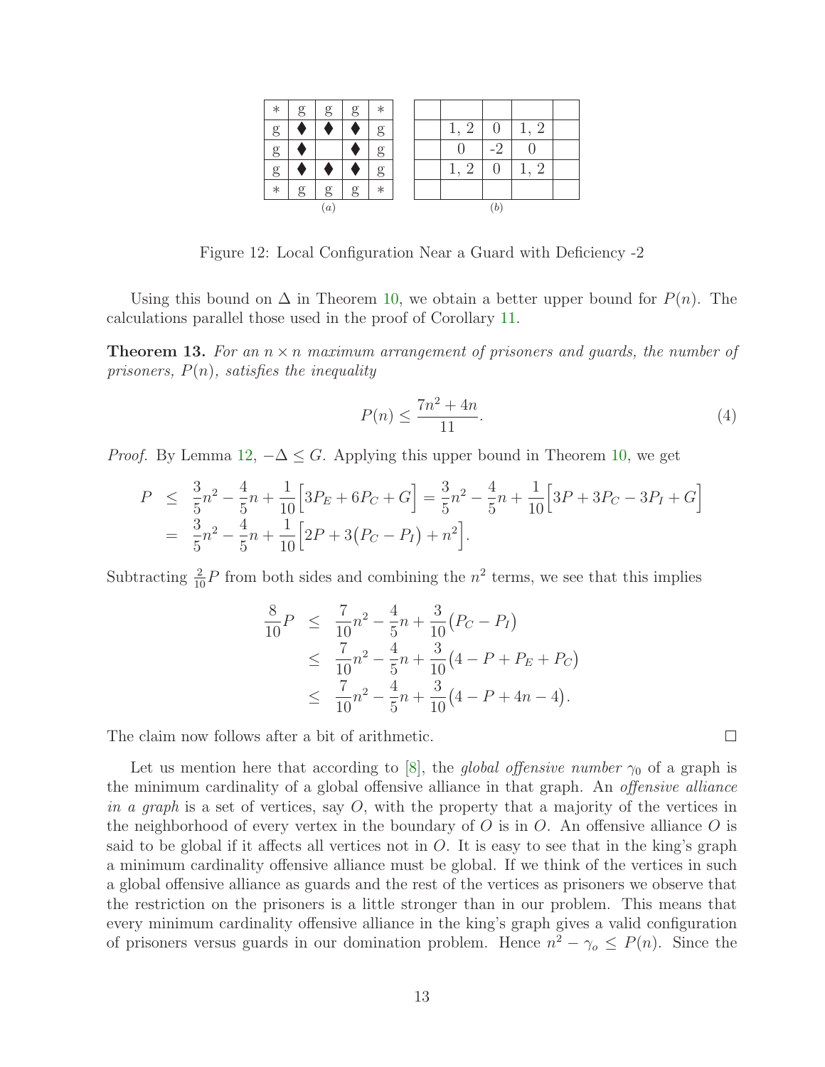| * | g | g | g | * |
|---|---|---|---|---|
| g | ♦ | ♦ | ♦ | g |
| g | ♦ |  | ♦ | g |
| g | ♦ | ♦ | ♦ | g |
| * | g | g | g | * |

(a)

|  |  |  |  |  |
|---|---|---|---|---|
|  | 1, 2 | 0 | 1, 2 |  |
|  | 0 | -2 | 0 |  |
|  | 1, 2 | 0 | 1, 2 |  |
|  |  |  |  |  |

(b)

Figure 12: Local Configuration Near a Guard with Deficiency -2

Using this bound on $\Delta$ in Theorem 10, we obtain a better upper bound for $P(n)$. The calculations parallel those used in the proof of Corollary 11.

**Theorem 13.** *For an $n \times n$ maximum arrangement of prisoners and guards, the number of prisoners, $P(n)$, satisfies the inequality*

$$P(n) \leq \frac{7n^2 + 4n}{11}. \tag{4}$$

*Proof.* By Lemma 12, $-\Delta \leq G$. Applying this upper bound in Theorem 10, we get

$$\begin{aligned} P &\leq \frac{3}{5}n^2 - \frac{4}{5}n + \frac{1}{10}\Big[3P_E + 6P_C + G\Big] = \frac{3}{5}n^2 - \frac{4}{5}n + \frac{1}{10}\Big[3P + 3P_C - 3P_I + G\Big] \\ &= \frac{3}{5}n^2 - \frac{4}{5}n + \frac{1}{10}\Big[2P + 3\big(P_C - P_I\big) + n^2\Big]. \end{aligned}$$

Subtracting $\frac{2}{10}P$ from both sides and combining the $n^2$ terms, we see that this implies

$$\begin{aligned} \frac{8}{10}P &\leq \frac{7}{10}n^2 - \frac{4}{5}n + \frac{3}{10}\big(P_C - P_I\big) \\ &\leq \frac{7}{10}n^2 - \frac{4}{5}n + \frac{3}{10}\big(4 - P + P_E + P_C\big) \\ &\leq \frac{7}{10}n^2 - \frac{4}{5}n + \frac{3}{10}\big(4 - P + 4n - 4\big). \end{aligned}$$

The claim now follows after a bit of arithmetic. ☐

Let us mention here that according to [8], the *global offensive number* $\gamma_0$ of a graph is the minimum cardinality of a global offensive alliance in that graph. An *offensive alliance in a graph* is a set of vertices, say $O$, with the property that a majority of the vertices in the neighborhood of every vertex in the boundary of $O$ is in $O$. An offensive alliance $O$ is said to be global if it affects all vertices not in $O$. It is easy to see that in the king's graph a minimum cardinality offensive alliance must be global. If we think of the vertices in such a global offensive alliance as guards and the rest of the vertices as prisoners we observe that the restriction on the prisoners is a little stronger than in our problem. This means that every minimum cardinality offensive alliance in the king's graph gives a valid configuration of prisoners versus guards in our domination problem. Hence $n^2 - \gamma_o \leq P(n)$. Since the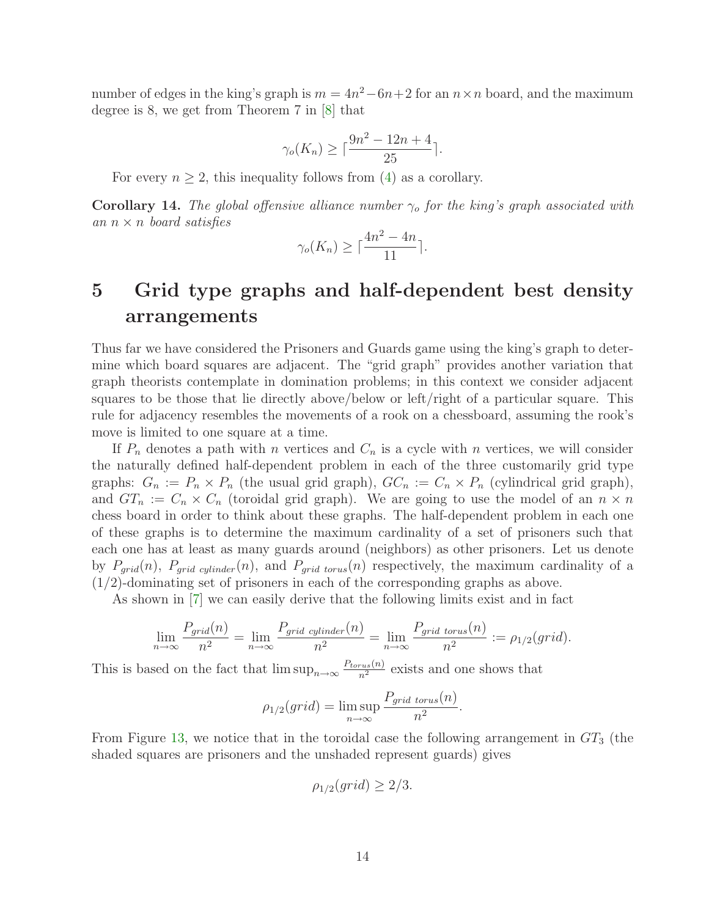number of edges in the king's graph is $m = 4n^2 - 6n + 2$ for an $n \times n$ board, and the maximum degree is 8, we get from Theorem 7 in [8] that

$$\gamma_o(K_n) \geq \lceil \frac{9n^2 - 12n + 4}{25} \rceil.$$

For every $n \geq 2$, this inequality follows from (4) as a corollary.

**Corollary 14.** *The global offensive alliance number $\gamma_o$ for the king's graph associated with an $n \times n$ board satisfies*

$$\gamma_o(K_n) \geq \lceil \frac{4n^2 - 4n}{11} \rceil.$$

# 5 Grid type graphs and half-dependent best density arrangements

Thus far we have considered the Prisoners and Guards game using the king's graph to determine which board squares are adjacent. The "grid graph" provides another variation that graph theorists contemplate in domination problems; in this context we consider adjacent squares to be those that lie directly above/below or left/right of a particular square. This rule for adjacency resembles the movements of a rook on a chessboard, assuming the rook's move is limited to one square at a time.

If $P_n$ denotes a path with $n$ vertices and $C_n$ is a cycle with $n$ vertices, we will consider the naturally defined half-dependent problem in each of the three customarily grid type graphs: $G_n := P_n \times P_n$ (the usual grid graph), $GC_n := C_n \times P_n$ (cylindrical grid graph), and $GT_n := C_n \times C_n$ (toroidal grid graph). We are going to use the model of an $n \times n$ chess board in order to think about these graphs. The half-dependent problem in each one of these graphs is to determine the maximum cardinality of a set of prisoners such that each one has at least as many guards around (neighbors) as other prisoners. Let us denote by $P_{grid}(n)$, $P_{grid\ cylinder}(n)$, and $P_{grid\ torus}(n)$ respectively, the maximum cardinality of a $(1/2)$-dominating set of prisoners in each of the corresponding graphs as above.

As shown in [7] we can easily derive that the following limits exist and in fact

$$\lim_{n\to\infty} \frac{P_{grid}(n)}{n^2} = \lim_{n\to\infty} \frac{P_{grid\ cylinder}(n)}{n^2} = \lim_{n\to\infty} \frac{P_{grid\ torus}(n)}{n^2} := \rho_{1/2}(grid).$$

This is based on the fact that $\limsup_{n\to\infty} \frac{P_{torus}(n)}{n^2}$ exists and one shows that

$$\rho_{1/2}(grid) = \limsup_{n\to\infty} \frac{P_{grid\ torus}(n)}{n^2}.$$

From Figure 13, we notice that in the toroidal case the following arrangement in $GT_3$ (the shaded squares are prisoners and the unshaded represent guards) gives

$$\rho_{1/2}(grid) \geq 2/3.$$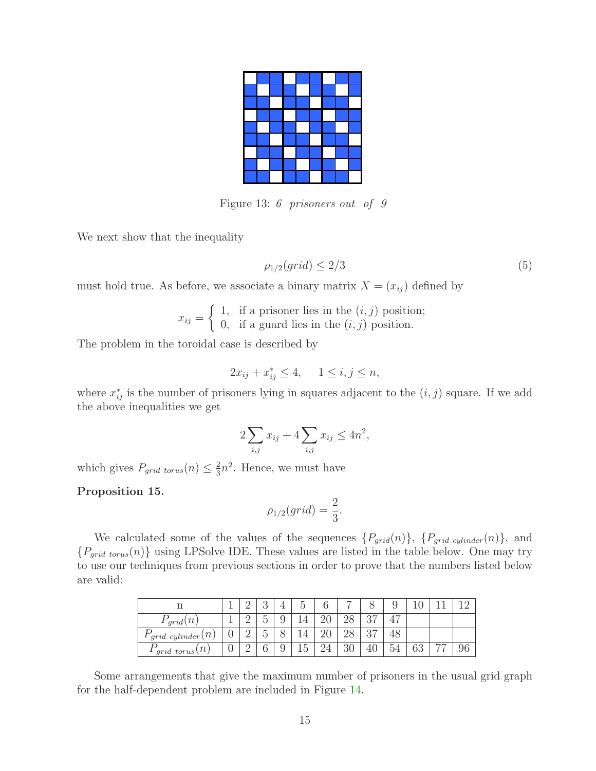Figure 13: *6 prisoners out of 9*

We next show that the inequality

$$\rho_{1/2}(grid) \leq 2/3 \tag{5}$$

must hold true. As before, we associate a binary matrix $X = (x_{ij})$ defined by

$$x_{ij} = \begin{cases} 1, & \text{if a prisoner lies in the } (i,j) \text{ position;} \\ 0, & \text{if a guard lies in the } (i,j) \text{ position.} \end{cases}$$

The problem in the toroidal case is described by

$$2x_{ij} + x^*_{ij} \leq 4, \quad 1 \leq i, j \leq n,$$

where $x^*_{ij}$ is the number of prisoners lying in squares adjacent to the $(i,j)$ square. If we add the above inequalities we get

$$2\sum_{i,j} x_{ij} + 4\sum_{i,j} x_{ij} \leq 4n^2,$$

which gives $P_{grid\ torus}(n) \leq \frac{2}{3}n^2$. Hence, we must have

**Proposition 15.**

$$\rho_{1/2}(grid) = \frac{2}{3}.$$

We calculated some of the values of the sequences $\{P_{grid}(n)\}$, $\{P_{grid\ cylinder}(n)\}$, and $\{P_{grid\ torus}(n)\}$ using LPSolve IDE. These values are listed in the table below. One may try to use our techniques from previous sections in order to prove that the numbers listed below are valid:

| n | 1 | 2 | 3 | 4 | 5 | 6 | 7 | 8 | 9 | 10 | 11 | 12 |
|---|---|---|---|---|---|---|---|---|---|---|---|---|
| $P_{grid}(n)$ | 1 | 2 | 5 | 9 | 14 | 20 | 28 | 37 | 47 | | | |
| $P_{grid\ cylinder}(n)$ | 0 | 2 | 5 | 8 | 14 | 20 | 28 | 37 | 48 | | | |
| $P_{grid\ torus}(n)$ | 0 | 2 | 6 | 9 | 15 | 24 | 30 | 40 | 54 | 63 | 77 | 96 |

Some arrangements that give the maximum number of prisoners in the usual grid graph for the half-dependent problem are included in Figure 14.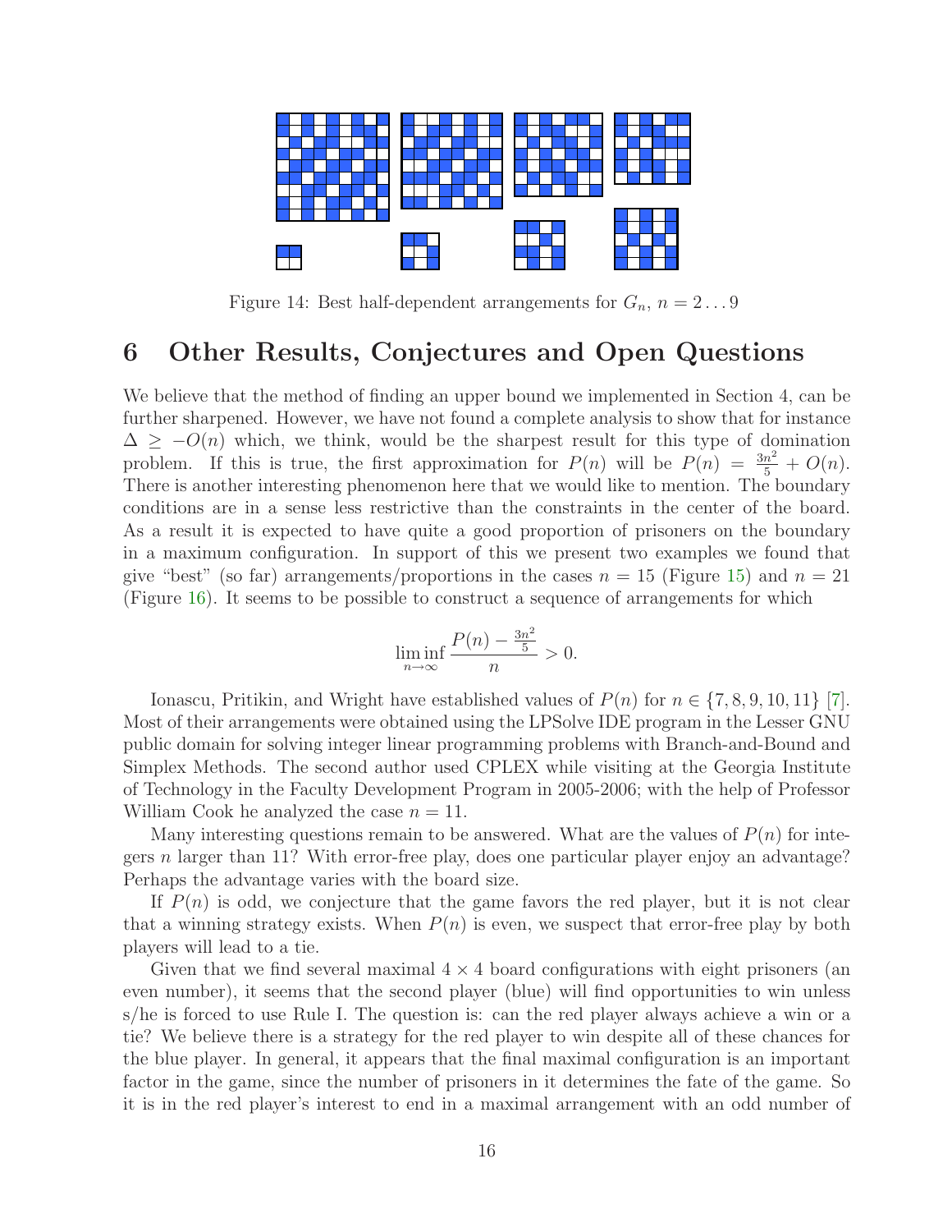Figure 14: Best half-dependent arrangements for $G_n$, $n = 2 \dots 9$

## 6 Other Results, Conjectures and Open Questions

We believe that the method of finding an upper bound we implemented in Section 4, can be further sharpened. However, we have not found a complete analysis to show that for instance $\Delta \geq -O(n)$ which, we think, would be the sharpest result for this type of domination problem. If this is true, the first approximation for $P(n)$ will be $P(n) = \frac{3n^2}{5} + O(n)$. There is another interesting phenomenon here that we would like to mention. The boundary conditions are in a sense less restrictive than the constraints in the center of the board. As a result it is expected to have quite a good proportion of prisoners on the boundary in a maximum configuration. In support of this we present two examples we found that give "best" (so far) arrangements/proportions in the cases $n = 15$ (Figure 15) and $n = 21$ (Figure 16). It seems to be possible to construct a sequence of arrangements for which

$$\liminf_{n\to\infty} \frac{P(n) - \frac{3n^2}{5}}{n} > 0.$$

Ionascu, Pritikin, and Wright have established values of $P(n)$ for $n \in \{7, 8, 9, 10, 11\}$ [7]. Most of their arrangements were obtained using the LPSolve IDE program in the Lesser GNU public domain for solving integer linear programming problems with Branch-and-Bound and Simplex Methods. The second author used CPLEX while visiting at the Georgia Institute of Technology in the Faculty Development Program in 2005-2006; with the help of Professor William Cook he analyzed the case $n = 11$.

Many interesting questions remain to be answered. What are the values of $P(n)$ for integers $n$ larger than 11? With error-free play, does one particular player enjoy an advantage? Perhaps the advantage varies with the board size.

If $P(n)$ is odd, we conjecture that the game favors the red player, but it is not clear that a winning strategy exists. When $P(n)$ is even, we suspect that error-free play by both players will lead to a tie.

Given that we find several maximal $4 \times 4$ board configurations with eight prisoners (an even number), it seems that the second player (blue) will find opportunities to win unless s/he is forced to use Rule I. The question is: can the red player always achieve a win or a tie? We believe there is a strategy for the red player to win despite all of these chances for the blue player. In general, it appears that the final maximal configuration is an important factor in the game, since the number of prisoners in it determines the fate of the game. So it is in the red player's interest to end in a maximal arrangement with an odd number of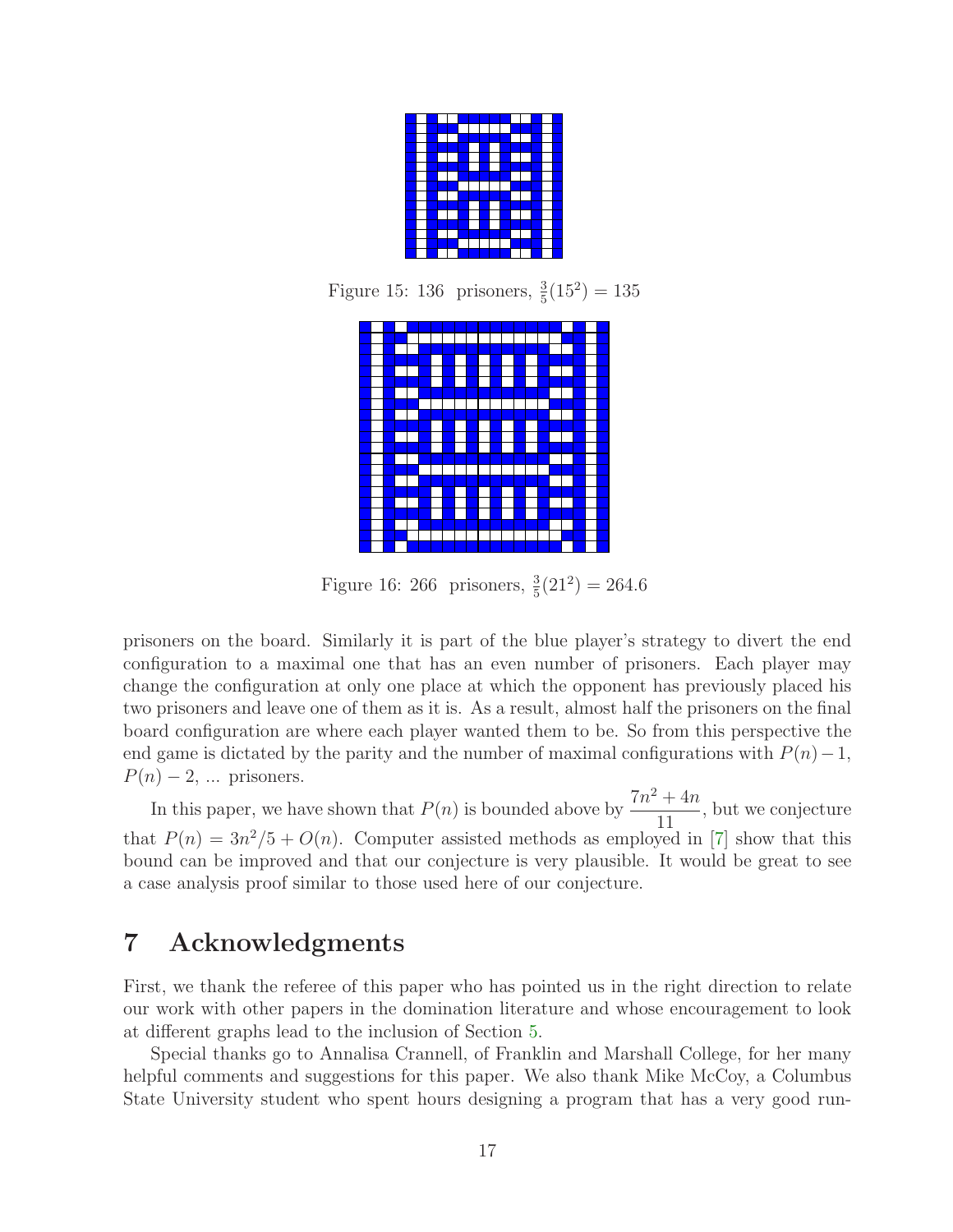Figure 15: 136 prisoners, $\frac{3}{5}(15^2) = 135$

Figure 16: 266 prisoners, $\frac{3}{5}(21^2) = 264.6$

prisoners on the board. Similarly it is part of the blue player's strategy to divert the end configuration to a maximal one that has an even number of prisoners. Each player may change the configuration at only one place at which the opponent has previously placed his two prisoners and leave one of them as it is. As a result, almost half the prisoners on the final board configuration are where each player wanted them to be. So from this perspective the end game is dictated by the parity and the number of maximal configurations with $P(n)-1$, $P(n)-2$, ... prisoners.

In this paper, we have shown that $P(n)$ is bounded above by $\dfrac{7n^2+4n}{11}$, but we conjecture that $P(n) = 3n^2/5 + O(n)$. Computer assisted methods as employed in [7] show that this bound can be improved and that our conjecture is very plausible. It would be great to see a case analysis proof similar to those used here of our conjecture.

## 7 Acknowledgments

First, we thank the referee of this paper who has pointed us in the right direction to relate our work with other papers in the domination literature and whose encouragement to look at different graphs lead to the inclusion of Section 5.

Special thanks go to Annalisa Crannell, of Franklin and Marshall College, for her many helpful comments and suggestions for this paper. We also thank Mike McCoy, a Columbus State University student who spent hours designing a program that has a very good run-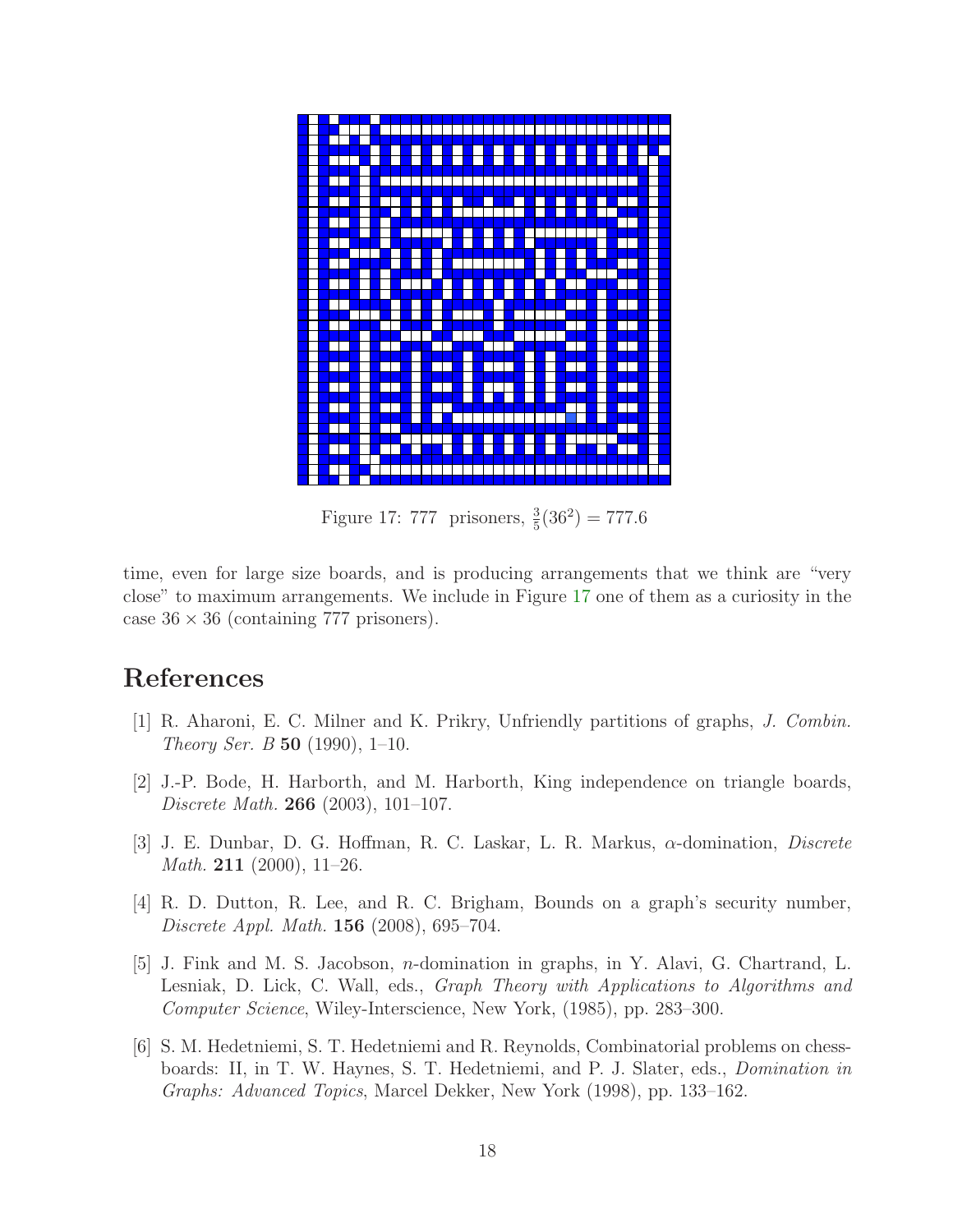Figure 17: 777 prisoners, $\frac{3}{5}(36^2) = 777.6$

time, even for large size boards, and is producing arrangements that we think are "very close" to maximum arrangements. We include in Figure 17 one of them as a curiosity in the case $36 \times 36$ (containing 777 prisoners).

# References

[1] R. Aharoni, E. C. Milner and K. Prikry, Unfriendly partitions of graphs, *J. Combin. Theory Ser. B* **50** (1990), 1–10.

[2] J.-P. Bode, H. Harborth, and M. Harborth, King independence on triangle boards, *Discrete Math.* **266** (2003), 101–107.

[3] J. E. Dunbar, D. G. Hoffman, R. C. Laskar, L. R. Markus, $\alpha$-domination, *Discrete Math.* **211** (2000), 11–26.

[4] R. D. Dutton, R. Lee, and R. C. Brigham, Bounds on a graph's security number, *Discrete Appl. Math.* **156** (2008), 695–704.

[5] J. Fink and M. S. Jacobson, $n$-domination in graphs, in Y. Alavi, G. Chartrand, L. Lesniak, D. Lick, C. Wall, eds., *Graph Theory with Applications to Algorithms and Computer Science*, Wiley-Interscience, New York, (1985), pp. 283–300.

[6] S. M. Hedetniemi, S. T. Hedetniemi and R. Reynolds, Combinatorial problems on chessboards: II, in T. W. Haynes, S. T. Hedetniemi, and P. J. Slater, eds., *Domination in Graphs: Advanced Topics*, Marcel Dekker, New York (1998), pp. 133–162.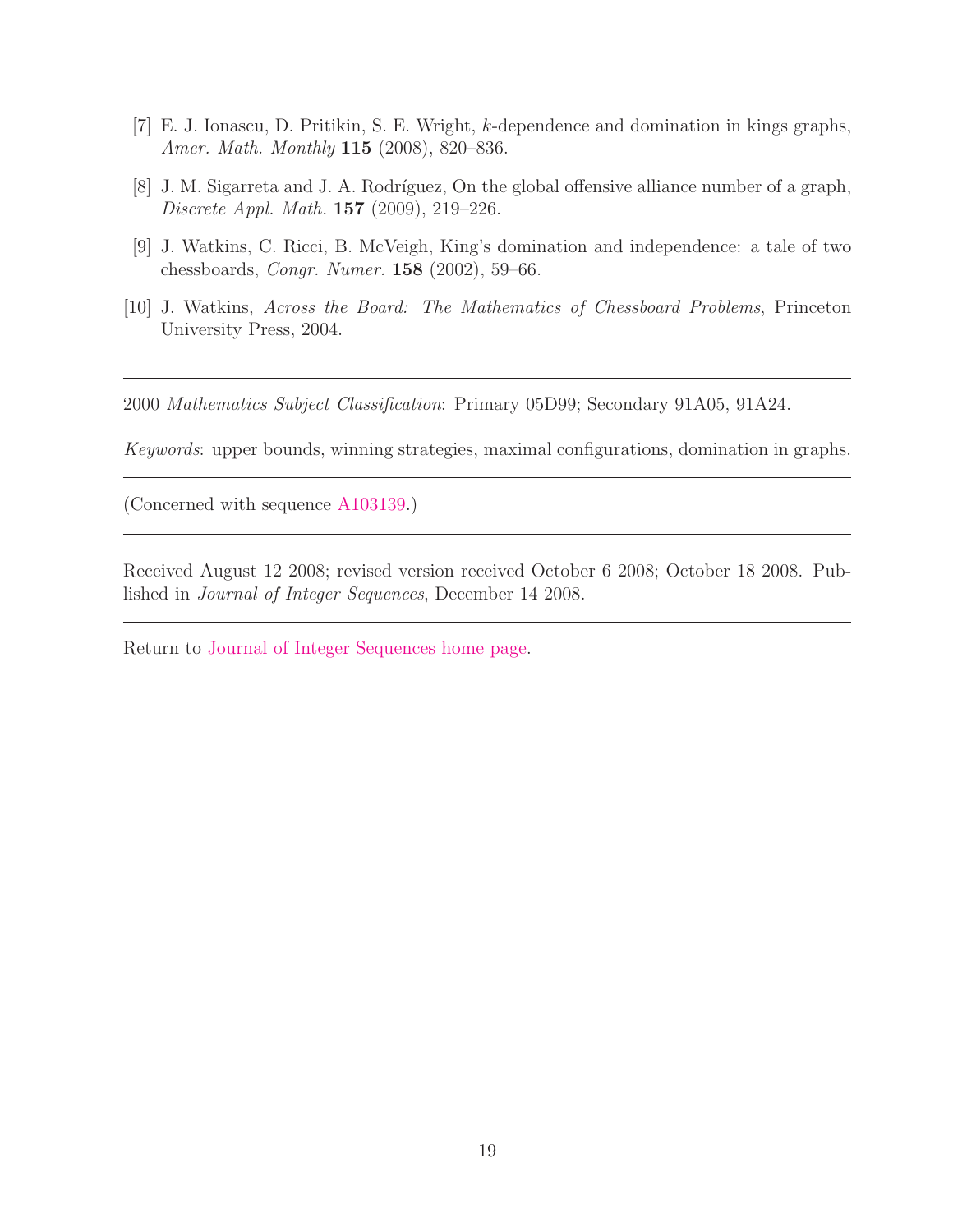[7] E. J. Ionascu, D. Pritikin, S. E. Wright, $k$-dependence and domination in kings graphs, *Amer. Math. Monthly* **115** (2008), 820–836.

[8] J. M. Sigarreta and J. A. Rodríguez, On the global offensive alliance number of a graph, *Discrete Appl. Math.* **157** (2009), 219–226.

[9] J. Watkins, C. Ricci, B. McVeigh, King's domination and independence: a tale of two chessboards, *Congr. Numer.* **158** (2002), 59–66.

[10] J. Watkins, *Across the Board: The Mathematics of Chessboard Problems*, Princeton University Press, 2004.

---

2000 *Mathematics Subject Classification*: Primary 05D99; Secondary 91A05, 91A24.

*Keywords*: upper bounds, winning strategies, maximal configurations, domination in graphs.

---

(Concerned with sequence A103139.)

---

Received August 12 2008; revised version received October 6 2008; October 18 2008. Published in *Journal of Integer Sequences*, December 14 2008.

---

Return to Journal of Integer Sequences home page.